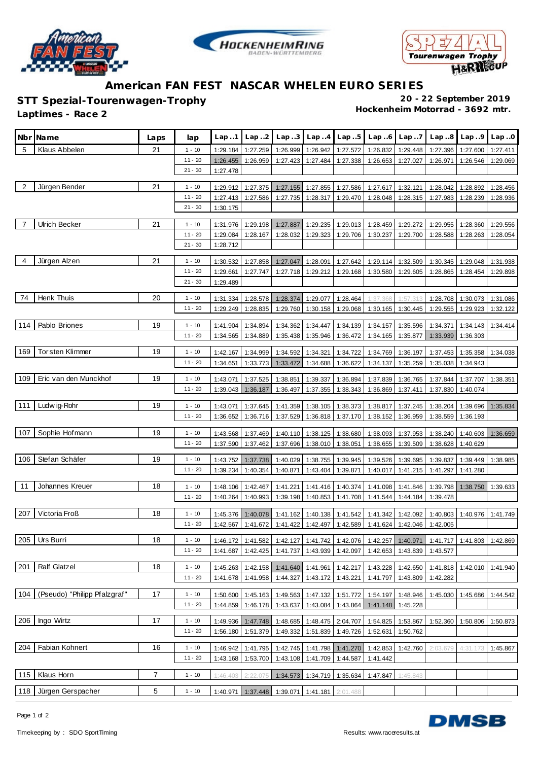# American FAN FEST NASCAR WHELEN EURO SERIES

## STT Spezial-Tourenwagen-Trophy

**20 - 22 September 2019**

**Hockenheim Motorrad - 3692 mtr.**

**Laptimes - Race 2**

| Nbr | Name | Laps | lap | Lap..1 | Lap..2 | Lap..3 | Lap..4 | Lap..5 | Lap..6 | Lap..7 | Lap..8 | Lap..9 | Lap..0 |
|---|---|---|---|---|---|---|---|---|---|---|---|---|---|
| 5 | Klaus Abbelen | 21 | 1 - 10 | 1:29.184 | 1:27.259 | 1:26.999 | 1:26.942 | 1:27.572 | 1:26.832 | 1:29.448 | 1:27.396 | 1:27.600 | 1:27.411 |
| | | | 11 - 20 | 1:26.455 | 1:26.959 | 1:27.423 | 1:27.484 | 1:27.338 | 1:26.653 | 1:27.027 | 1:26.971 | 1:26.546 | 1:29.069 |
| | | | 21 - 30 | 1:27.478 | | | | | | | | | |
| 2 | Jürgen Bender | 21 | 1 - 10 | 1:29.912 | 1:27.375 | 1:27.155 | 1:27.855 | 1:27.586 | 1:27.617 | 1:32.121 | 1:28.042 | 1:28.892 | 1:28.456 |
| | | | 11 - 20 | 1:27.413 | 1:27.586 | 1:27.735 | 1:28.317 | 1:29.470 | 1:28.048 | 1:28.315 | 1:27.983 | 1:28.239 | 1:28.936 |
| | | | 21 - 30 | 1:30.175 | | | | | | | | | |
| 7 | Ulrich Becker | 21 | 1 - 10 | 1:31.976 | 1:29.198 | 1:27.887 | 1:29.235 | 1:29.013 | 1:28.459 | 1:29.272 | 1:29.955 | 1:28.360 | 1:29.556 |
| | | | 11 - 20 | 1:29.084 | 1:28.167 | 1:28.032 | 1:29.323 | 1:29.706 | 1:30.237 | 1:29.700 | 1:28.588 | 1:28.263 | 1:28.054 |
| | | | 21 - 30 | 1:28.712 | | | | | | | | | |
| 4 | Jürgen Alzen | 21 | 1 - 10 | 1:30.532 | 1:27.858 | 1:27.047 | 1:28.091 | 1:27.642 | 1:29.114 | 1:32.509 | 1:30.345 | 1:29.048 | 1:31.938 |
| | | | 11 - 20 | 1:29.661 | 1:27.747 | 1:27.718 | 1:29.212 | 1:29.168 | 1:30.580 | 1:29.605 | 1:28.865 | 1:28.454 | 1:29.898 |
| | | | 21 - 30 | 1:29.489 | | | | | | | | | |
| 74 | Henk Thuis | 20 | 1 - 10 | 1:31.334 | 1:28.578 | 1:28.374 | 1:29.077 | 1:28.464 | 1:37.368 | 1:57.313 | 1:28.708 | 1:30.073 | 1:31.086 |
| | | | 11 - 20 | 1:29.249 | 1:28.835 | 1:29.760 | 1:30.158 | 1:29.068 | 1:30.165 | 1:30.445 | 1:29.555 | 1:29.923 | 1:32.122 |
| 114 | Pablo Briones | 19 | 1 - 10 | 1:41.904 | 1:34.894 | 1:34.362 | 1:34.447 | 1:34.139 | 1:34.157 | 1:35.596 | 1:34.371 | 1:34.143 | 1:34.414 |
| | | | 11 - 20 | 1:34.565 | 1:34.889 | 1:35.438 | 1:35.946 | 1:36.472 | 1:34.165 | 1:35.877 | 1:33.939 | 1:36.303 | |
| 169 | Torsten Klimmer | 19 | 1 - 10 | 1:42.167 | 1:34.999 | 1:34.592 | 1:34.321 | 1:34.722 | 1:34.769 | 1:36.197 | 1:37.453 | 1:35.358 | 1:34.038 |
| | | | 11 - 20 | 1:34.651 | 1:33.773 | 1:33.472 | 1:34.688 | 1:36.622 | 1:34.137 | 1:35.259 | 1:35.038 | 1:34.943 | |
| 109 | Eric van den Munckhof | 19 | 1 - 10 | 1:43.071 | 1:37.525 | 1:38.851 | 1:39.337 | 1:36.894 | 1:37.839 | 1:36.765 | 1:37.844 | 1:37.707 | 1:38.351 |
| | | | 11 - 20 | 1:39.043 | 1:36.187 | 1:36.497 | 1:37.355 | 1:38.343 | 1:36.869 | 1:37.411 | 1:37.830 | 1:40.074 | |
| 111 | Ludwig-Rohr | 19 | 1 - 10 | 1:43.071 | 1:37.645 | 1:41.359 | 1:38.105 | 1:38.373 | 1:38.817 | 1:37.245 | 1:38.204 | 1:39.696 | 1:35.834 |
| | | | 11 - 20 | 1:36.652 | 1:36.716 | 1:37.529 | 1:36.818 | 1:37.170 | 1:38.152 | 1:36.959 | 1:38.559 | 1:36.193 | |
| 107 | Sophie Hofmann | 19 | 1 - 10 | 1:43.568 | 1:37.469 | 1:40.110 | 1:38.125 | 1:38.680 | 1:38.093 | 1:37.953 | 1:38.240 | 1:40.603 | 1:36.659 |
| | | | 11 - 20 | 1:37.590 | 1:37.462 | 1:37.696 | 1:38.010 | 1:38.051 | 1:38.655 | 1:39.509 | 1:38.628 | 1:40.629 | |
| 106 | Stefan Schäfer | 19 | 1 - 10 | 1:43.752 | 1:37.738 | 1:40.029 | 1:38.755 | 1:39.945 | 1:39.526 | 1:39.695 | 1:39.837 | 1:39.449 | 1:38.985 |
| | | | 11 - 20 | 1:39.234 | 1:40.354 | 1:40.871 | 1:43.404 | 1:39.871 | 1:40.017 | 1:41.215 | 1:41.297 | 1:41.280 | |
| 11 | Johannes Kreuer | 18 | 1 - 10 | 1:48.106 | 1:42.467 | 1:41.221 | 1:41.416 | 1:40.374 | 1:41.098 | 1:41.846 | 1:39.798 | 1:38.750 | 1:39.633 |
| | | | 11 - 20 | 1:40.264 | 1:40.993 | 1:39.198 | 1:40.853 | 1:41.708 | 1:41.544 | 1:44.184 | 1:39.478 | | |
| 207 | Victoria Froß | 18 | 1 - 10 | 1:45.376 | 1:40.078 | 1:41.162 | 1:40.138 | 1:41.542 | 1:41.342 | 1:42.092 | 1:40.803 | 1:40.976 | 1:41.749 |
| | | | 11 - 20 | 1:42.567 | 1:41.672 | 1:41.422 | 1:42.497 | 1:42.589 | 1:41.624 | 1:42.046 | 1:42.005 | | |
| 205 | Urs Burri | 18 | 1 - 10 | 1:46.172 | 1:41.582 | 1:42.127 | 1:41.742 | 1:42.076 | 1:42.257 | 1:40.971 | 1:41.717 | 1:41.803 | 1:42.869 |
| | | | 11 - 20 | 1:41.687 | 1:42.425 | 1:41.737 | 1:43.939 | 1:42.097 | 1:42.653 | 1:43.839 | 1:43.577 | | |
| 201 | Ralf Glatzel | 18 | 1 - 10 | 1:45.263 | 1:42.158 | 1:41.640 | 1:41.961 | 1:42.217 | 1:43.228 | 1:42.650 | 1:41.818 | 1:42.010 | 1:41.940 |
| | | | 11 - 20 | 1:41.678 | 1:41.958 | 1:44.327 | 1:43.172 | 1:43.221 | 1:41.797 | 1:43.809 | 1:42.282 | | |
| 104 | (Pseudo) "Philipp Pfalzgraf" | 17 | 1 - 10 | 1:50.600 | 1:45.163 | 1:49.563 | 1:47.132 | 1:51.772 | 1:54.197 | 1:48.946 | 1:45.030 | 1:45.686 | 1:44.542 |
| | | | 11 - 20 | 1:44.859 | 1:46.178 | 1:43.637 | 1:43.084 | 1:43.864 | 1:41.148 | 1:45.228 | | | |
| 206 | Ingo Wirtz | 17 | 1 - 10 | 1:49.936 | 1:47.748 | 1:48.685 | 1:48.475 | 2:04.707 | 1:54.825 | 1:53.867 | 1:52.360 | 1:50.806 | 1:50.873 |
| | | | 11 - 20 | 1:56.180 | 1:51.379 | 1:49.332 | 1:51.839 | 1:49.726 | 1:52.631 | 1:50.762 | | | |
| 204 | Fabian Kohnert | 16 | 1 - 10 | 1:46.942 | 1:41.795 | 1:42.745 | 1:41.798 | 1:41.270 | 1:42.853 | 1:42.760 | 2:03.679 | 4:31.173 | 1:45.867 |
| | | | 11 - 20 | 1:43.168 | 1:53.700 | 1:43.108 | 1:41.709 | 1:44.587 | 1:41.442 | | | | |
| 115 | Klaus Horn | 7 | 1 - 10 | 1:46.403 | 2:22.075 | 1:34.573 | 1:34.719 | 1:35.634 | 1:47.847 | 1:45.843 | | | |
| 118 | Jürgen Gerspacher | 5 | 1 - 10 | 1:40.971 | 1:37.448 | 1:39.071 | 1:41.181 | 2:01.488 | | | | | |

Timekeeping by : SDO SportTiming

Results: www.raceresults.at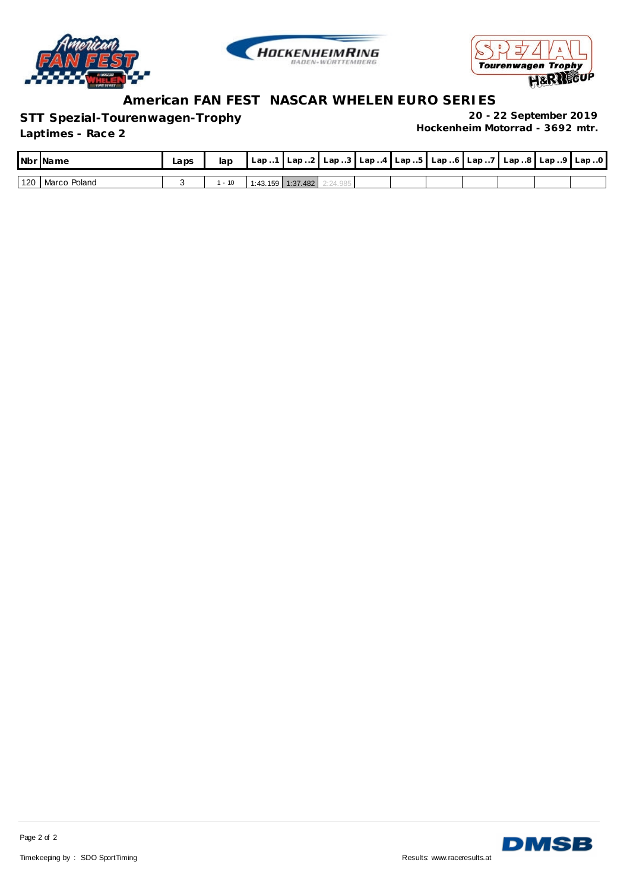## American FAN FEST NASCAR WHELEN EURO SERIES

**STT Spezial-Tourenwagen-Trophy**

**20 - 22 September 2019**

**Laptimes - Race 2**

**Hockenheim Motorrad - 3692 mtr.**

| Nbr | Name | Laps | lap | Lap ..1 | Lap ..2 | Lap ..3 | Lap ..4 | Lap ..5 | Lap ..6 | Lap ..7 | Lap ..8 | Lap ..9 | Lap ..0 |
|---|---|---|---|---|---|---|---|---|---|---|---|---|---|
| 120 | Marco Poland | 3 | 1 - 10 | 1:43.159 | 1:37.482 | 2:24.985 | | | | | | | |

Timekeeping by : SDO SportTiming

Results: www.raceresults.at